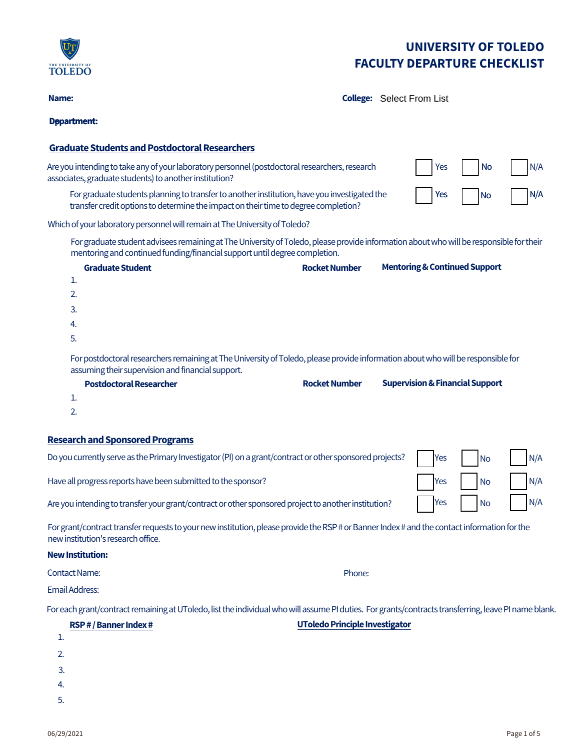# UNIVERSITY OF TOLEDO
# FACULTY DEPARTURE CHECKLIST

**Name:**

**College:** Select From List

**Department:**

## Graduate Students and Postdoctoral Researchers

Are you intending to take any of your laboratory personnel (postdoctoral researchers, research associates, graduate students) to another institution? ☐ Yes ☐ No ☐ N/A

For graduate students planning to transfer to another institution, have you investigated the transfer credit options to determine the impact on their time to degree completion? ☐ Yes ☐ No ☐ N/A

Which of your laboratory personnel will remain at The University of Toledo?

For graduate student advisees remaining at The University of Toledo, please provide information about who will be responsible for their mentoring and continued funding/financial support until degree completion.

| | Graduate Student | Rocket Number | Mentoring & Continued Support |
|---|---|---|---|
| 1. | | | |
| 2. | | | |
| 3. | | | |
| 4. | | | |
| 5. | | | |

For postdoctoral researchers remaining at The University of Toledo, please provide information about who will be responsible for assuming their supervision and financial support.

| | Postdoctoral Researcher | Rocket Number | Supervision & Financial Support |
|---|---|---|---|
| 1. | | | |
| 2. | | | |

## Research and Sponsored Programs

Do you currently serve as the Primary Investigator (PI) on a grant/contract or other sponsored projects? ☐ Yes ☐ No ☐ N/A

Have all progress reports have been submitted to the sponsor? ☐ Yes ☐ No ☐ N/A

Are you intending to transfer your grant/contract or other sponsored project to another institution? ☐ Yes ☐ No ☐ N/A

For grant/contract transfer requests to your new institution, please provide the RSP # or Banner Index # and the contact information for the new institution's research office.

**New Institution:**

Contact Name: Phone:

Email Address:

For each grant/contract remaining at UToledo, list the individual who will assume PI duties. For grants/contracts transferring, leave PI name blank.

| | RSP # / Banner Index # | UToledo Principle Investigator |
|---|---|---|
| 1. | | |
| 2. | | |
| 3. | | |
| 4. | | |
| 5. | | |

06/29/2021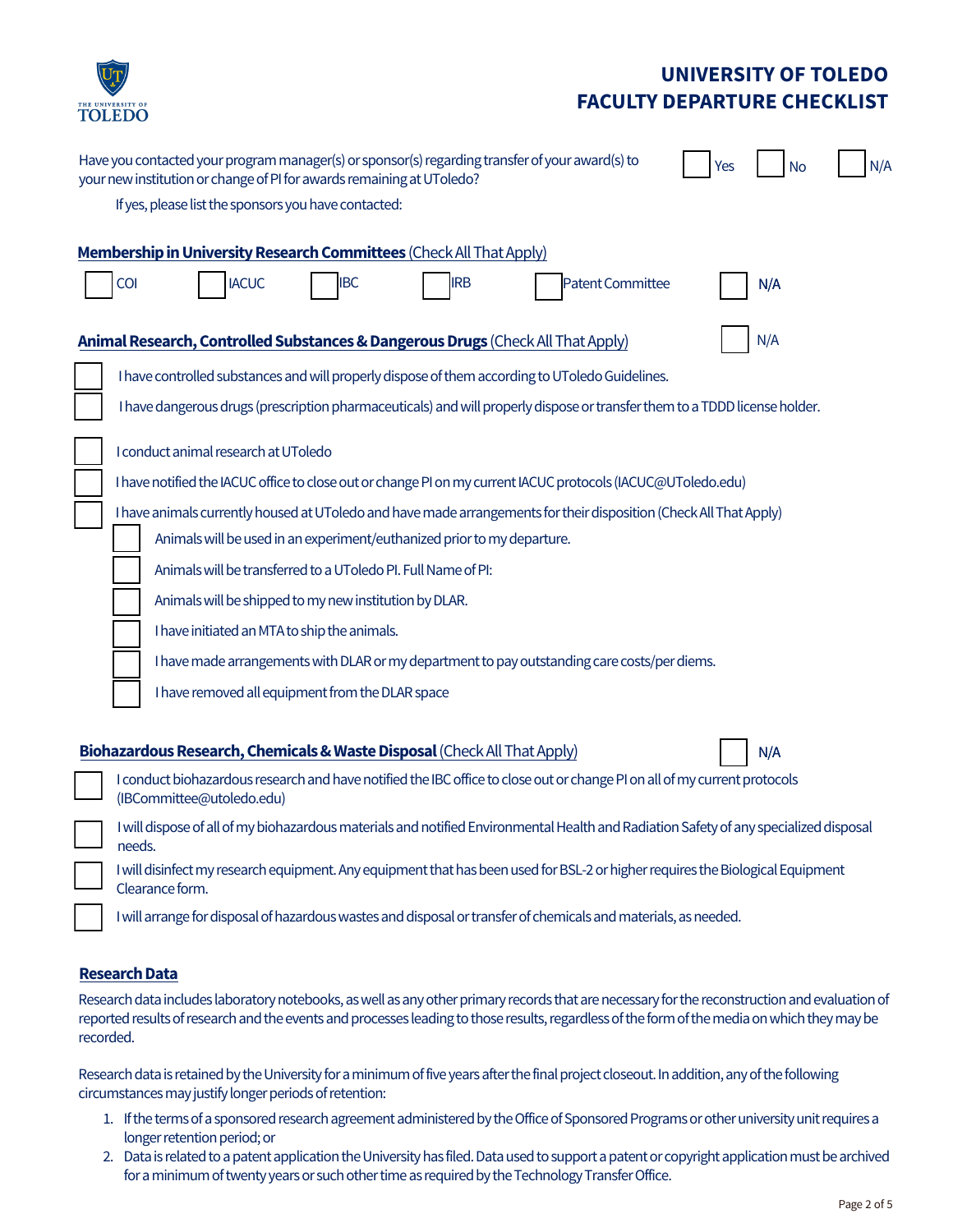# UNIVERSITY OF TOLEDO
# FACULTY DEPARTURE CHECKLIST

Have you contacted your program manager(s) or sponsor(s) regarding transfer of your award(s) to your new institution or change of PI for awards remaining at UToledo? ☐ Yes ☐ No ☐ N/A

If yes, please list the sponsors you have contacted:

**Membership in University Research Committees** (Check All That Apply)

☐ COI ☐ IACUC ☐ IBC ☐ IRB ☐ Patent Committee ☐ N/A

**Animal Research, Controlled Substances & Dangerous Drugs** (Check All That Apply) ☐ N/A

- ☐ I have controlled substances and will properly dispose of them according to UToledo Guidelines.
- ☐ I have dangerous drugs (prescription pharmaceuticals) and will properly dispose or transfer them to a TDDD license holder.

- ☐ I conduct animal research at UToledo
- ☐ I have notified the IACUC office to close out or change PI on my current IACUC protocols (IACUC@UToledo.edu)
- ☐ I have animals currently housed at UToledo and have made arrangements for their disposition (Check All That Apply)
  - ☐ Animals will be used in an experiment/euthanized prior to my departure.
  - ☐ Animals will be transferred to a UToledo PI. Full Name of PI:
  - ☐ Animals will be shipped to my new institution by DLAR.
  - ☐ I have initiated an MTA to ship the animals.
  - ☐ I have made arrangements with DLAR or my department to pay outstanding care costs/per diems.
  - ☐ I have removed all equipment from the DLAR space

**Biohazardous Research, Chemicals & Waste Disposal** (Check All That Apply) ☐ N/A

- ☐ I conduct biohazardous research and have notified the IBC office to close out or change PI on all of my current protocols (IBCommittee@utoledo.edu)
- ☐ I will dispose of all of my biohazardous materials and notified Environmental Health and Radiation Safety of any specialized disposal needs.
- ☐ I will disinfect my research equipment. Any equipment that has been used for BSL-2 or higher requires the Biological Equipment Clearance form.
- ☐ I will arrange for disposal of hazardous wastes and disposal or transfer of chemicals and materials, as needed.

**Research Data**

Research data includes laboratory notebooks, as well as any other primary records that are necessary for the reconstruction and evaluation of reported results of research and the events and processes leading to those results, regardless of the form of the media on which they may be recorded.

Research data is retained by the University for a minimum of five years after the final project closeout. In addition, any of the following circumstances may justify longer periods of retention:

1. If the terms of a sponsored research agreement administered by the Office of Sponsored Programs or other university unit requires a longer retention period; or
2. Data is related to a patent application the University has filed. Data used to support a patent or copyright application must be archived for a minimum of twenty years or such other time as required by the Technology Transfer Office.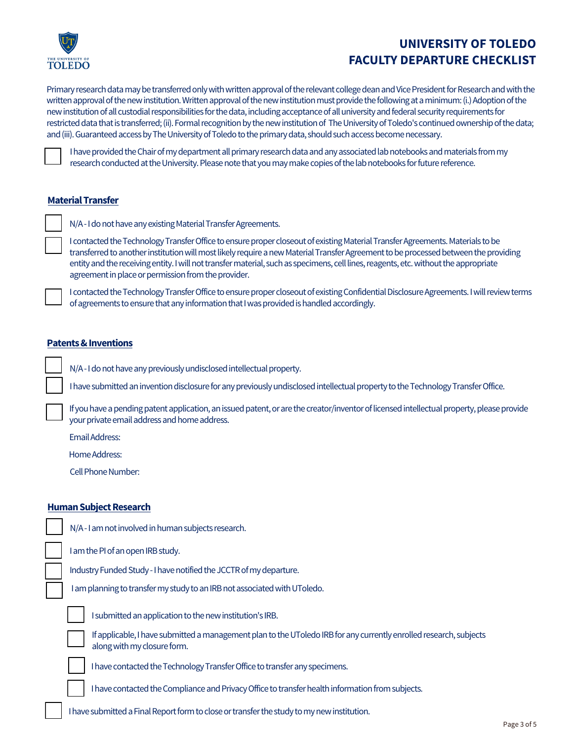# UNIVERSITY OF TOLEDO
# FACULTY DEPARTURE CHECKLIST

Primary research data may be transferred only with written approval of the relevant college dean and Vice President for Research and with the written approval of the new institution. Written approval of the new institution must provide the following at a minimum: (i.) Adoption of the new institution of all custodial responsibilities for the data, including acceptance of all university and federal security requirements for restricted data that is transferred; (ii). Formal recognition by the new institution of The University of Toledo's continued ownership of the data; and (iii). Guaranteed access by The University of Toledo to the primary data, should such access become necessary.

- [ ] I have provided the Chair of my department all primary research data and any associated lab notebooks and materials from my research conducted at the University. Please note that you may make copies of the lab notebooks for future reference.

## Material Transfer

- [ ] N/A - I do not have any existing Material Transfer Agreements.
- [ ] I contacted the Technology Transfer Office to ensure proper closeout of existing Material Transfer Agreements. Materials to be transferred to another institution will most likely require a new Material Transfer Agreement to be processed between the providing entity and the receiving entity. I will not transfer material, such as specimens, cell lines, reagents, etc. without the appropriate agreement in place or permission from the provider.
- [ ] I contacted the Technology Transfer Office to ensure proper closeout of existing Confidential Disclosure Agreements. I will review terms of agreements to ensure that any information that I was provided is handled accordingly.

## Patents & Inventions

- [ ] N/A - I do not have any previously undisclosed intellectual property.
- [ ] I have submitted an invention disclosure for any previously undisclosed intellectual property to the Technology Transfer Office.
- [ ] If you have a pending patent application, an issued patent, or are the creator/inventor of licensed intellectual property, please provide your private email address and home address.

Email Address:

Home Address:

Cell Phone Number:

## Human Subject Research

- [ ] N/A - I am not involved in human subjects research.
- [ ] I am the PI of an open IRB study.
- [ ] Industry Funded Study - I have notified the JCCTR of my departure.
- [ ] I am planning to transfer my study to an IRB not associated with UToledo.
  - [ ] I submitted an application to the new institution's IRB.
  - [ ] If applicable, I have submitted a management plan to the UToledo IRB for any currently enrolled research, subjects along with my closure form.
  - [ ] I have contacted the Technology Transfer Office to transfer any specimens.
  - [ ] I have contacted the Compliance and Privacy Office to transfer health information from subjects.
- [ ] I have submitted a Final Report form to close or transfer the study to my new institution.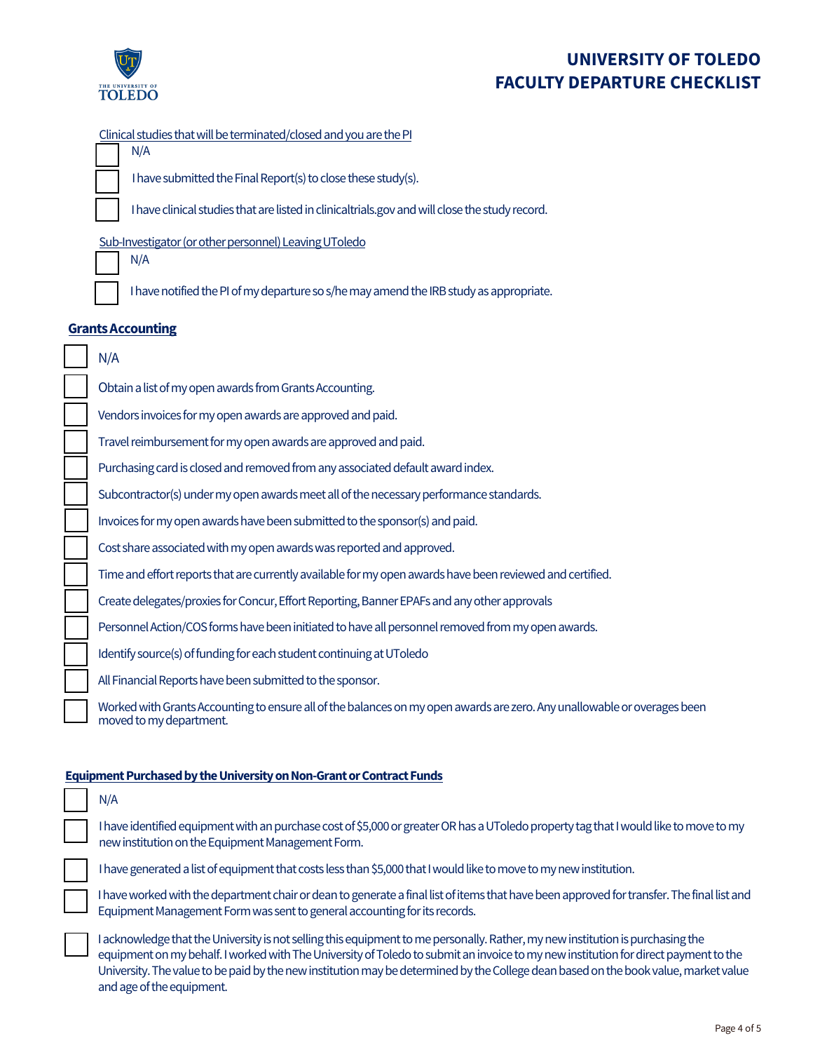Clinical studies that will be terminated/closed and you are the PI

- [ ] N/A
- [ ] I have submitted the Final Report(s) to close these study(s).
- [ ] I have clinical studies that are listed in clinicaltrials.gov and will close the study record.

Sub-Investigator (or other personnel) Leaving UToledo

- [ ] N/A
- [ ] I have notified the PI of my departure so s/he may amend the IRB study as appropriate.

## Grants Accounting

- [ ] N/A
- [ ] Obtain a list of my open awards from Grants Accounting.
- [ ] Vendors invoices for my open awards are approved and paid.
- [ ] Travel reimbursement for my open awards are approved and paid.
- [ ] Purchasing card is closed and removed from any associated default award index.
- [ ] Subcontractor(s) under my open awards meet all of the necessary performance standards.
- [ ] Invoices for my open awards have been submitted to the sponsor(s) and paid.
- [ ] Cost share associated with my open awards was reported and approved.
- [ ] Time and effort reports that are currently available for my open awards have been reviewed and certified.
- [ ] Create delegates/proxies for Concur, Effort Reporting, Banner EPAFs and any other approvals
- [ ] Personnel Action/COS forms have been initiated to have all personnel removed from my open awards.
- [ ] Identify source(s) of funding for each student continuing at UToledo
- [ ] All Financial Reports have been submitted to the sponsor.
- [ ] Worked with Grants Accounting to ensure all of the balances on my open awards are zero. Any unallowable or overages been moved to my department.

## Equipment Purchased by the University on Non-Grant or Contract Funds

- [ ] N/A
- [ ] I have identified equipment with an purchase cost of $5,000 or greater OR has a UToledo property tag that I would like to move to my new institution on the Equipment Management Form.
- [ ] I have generated a list of equipment that costs less than $5,000 that I would like to move to my new institution.
- [ ] I have worked with the department chair or dean to generate a final list of items that have been approved for transfer. The final list and Equipment Management Form was sent to general accounting for its records.
- [ ] I acknowledge that the University is not selling this equipment to me personally. Rather, my new institution is purchasing the equipment on my behalf. I worked with The University of Toledo to submit an invoice to my new institution for direct payment to the University. The value to be paid by the new institution may be determined by the College dean based on the book value, market value and age of the equipment.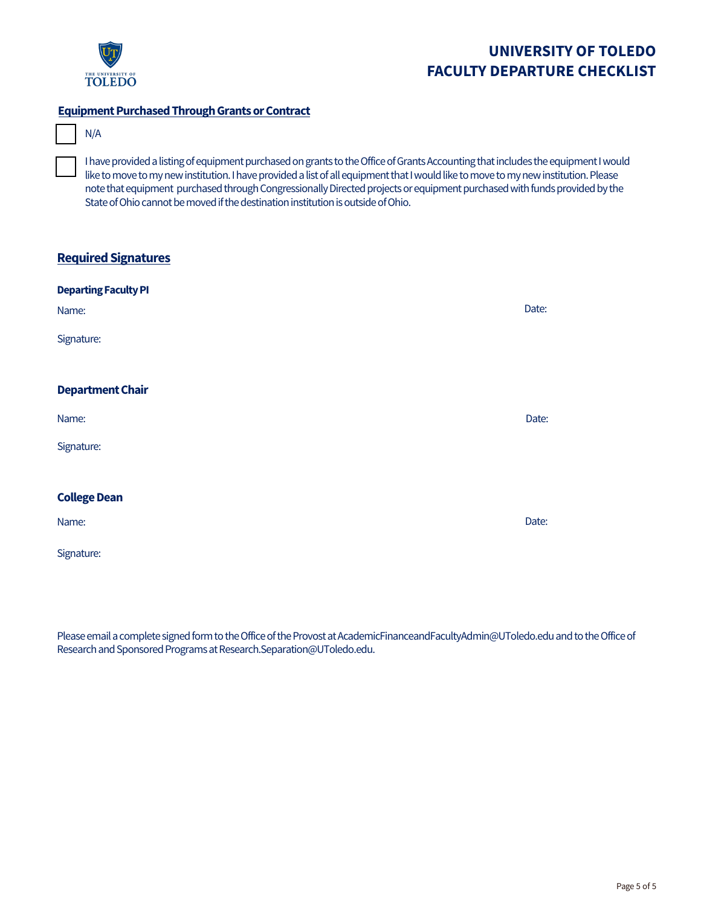# UNIVERSITY OF TOLEDO
# FACULTY DEPARTURE CHECKLIST

## Equipment Purchased Through Grants or Contract

☐ N/A

☐ I have provided a listing of equipment purchased on grants to the Office of Grants Accounting that includes the equipment I would like to move to my new institution. I have provided a list of all equipment that I would like to move to my new institution. Please note that equipment purchased through Congressionally Directed projects or equipment purchased with funds provided by the State of Ohio cannot be moved if the destination institution is outside of Ohio.

## Required Signatures

**Departing Faculty PI**

Name: Date:

Signature:

**Department Chair**

Name: Date:

Signature:

**College Dean**

Name: Date:

Signature:

Please email a complete signed form to the Office of the Provost at AcademicFinanceandFacultyAdmin@UToledo.edu and to the Office of Research and Sponsored Programs at Research.Separation@UToledo.edu.